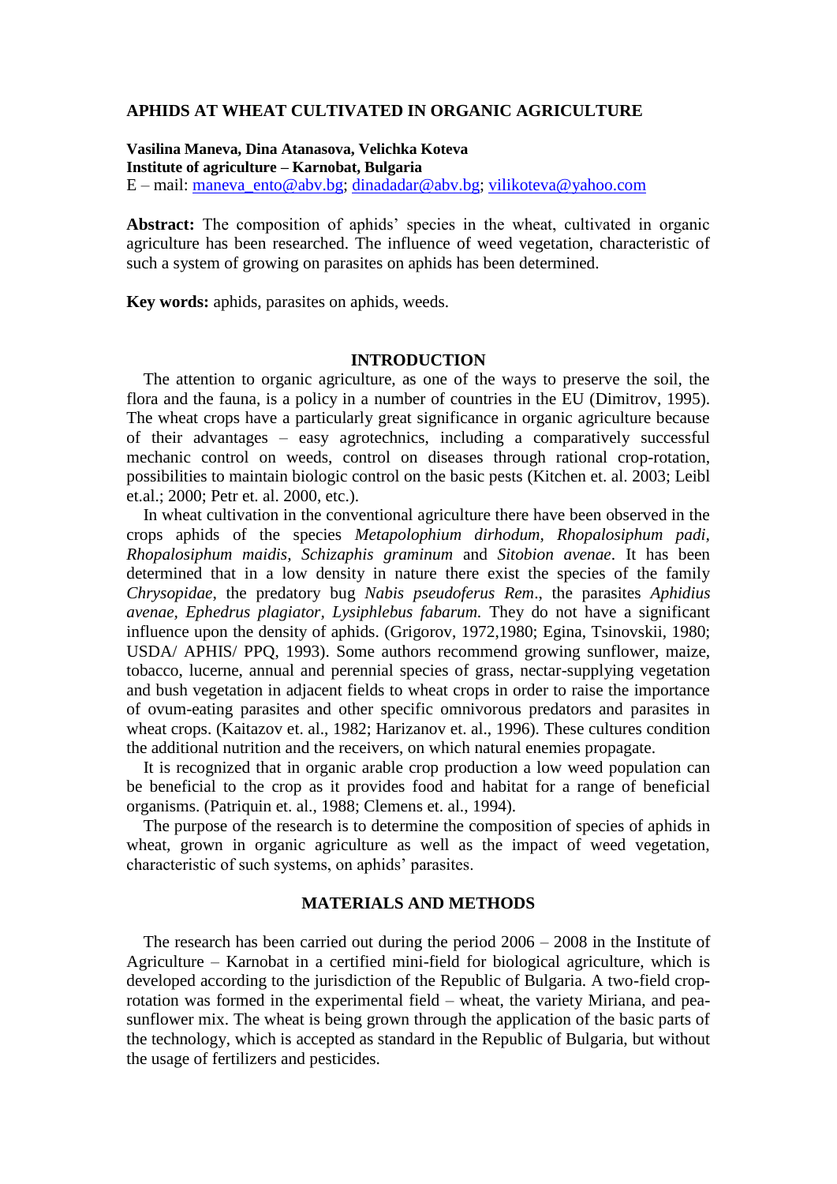# APHIDS AT WHEAT CULTIVATED IN ORGANIC AGRICULTURE

**Vasilina Maneva, Dina Atanasova, Velichka Koteva**
**Institute of agriculture – Karnobat, Bulgaria**
E – mail: maneva_ento@abv.bg; dinadadar@abv.bg; vilikoteva@yahoo.com

**Abstract:** The composition of aphids' species in the wheat, cultivated in organic agriculture has been researched. The influence of weed vegetation, characteristic of such a system of growing on parasites on aphids has been determined.

**Key words:** aphids, parasites on aphids, weeds.

## INTRODUCTION

The attention to organic agriculture, as one of the ways to preserve the soil, the flora and the fauna, is a policy in a number of countries in the EU (Dimitrov, 1995). The wheat crops have a particularly great significance in organic agriculture because of their advantages – easy agrotechnics, including a comparatively successful mechanic control on weeds, control on diseases through rational crop-rotation, possibilities to maintain biologic control on the basic pests (Kitchen et. al. 2003; Leibl et.al.; 2000; Petr et. al. 2000, etc.).

In wheat cultivation in the conventional agriculture there have been observed in the crops aphids of the species *Metapolophium dirhodum*, *Rhopalosiphum padi*, *Rhopalosiphum maidis*, *Schizaphis graminum* and *Sitobion avenae*. It has been determined that in a low density in nature there exist the species of the family *Chrysopidae*, the predatory bug *Nabis pseudoferus Rem*., the parasites *Aphidius avenae*, *Ephedrus plagiator*, *Lysiphlebus fabarum.* They do not have a significant influence upon the density of aphids. (Grigorov, 1972,1980; Egina, Tsinovskii, 1980; USDA/ APHIS/ PPQ, 1993). Some authors recommend growing sunflower, maize, tobacco, lucerne, annual and perennial species of grass, nectar-supplying vegetation and bush vegetation in adjacent fields to wheat crops in order to raise the importance of ovum-eating parasites and other specific omnivorous predators and parasites in wheat crops. (Kaitazov et. al., 1982; Harizanov et. al., 1996). These cultures condition the additional nutrition and the receivers, on which natural enemies propagate.

It is recognized that in organic arable crop production a low weed population can be beneficial to the crop as it provides food and habitat for a range of beneficial organisms. (Patriquin et. al., 1988; Clemens et. al., 1994).

The purpose of the research is to determine the composition of species of aphids in wheat, grown in organic agriculture as well as the impact of weed vegetation, characteristic of such systems, on aphids' parasites.

## MATERIALS AND METHODS

The research has been carried out during the period 2006 – 2008 in the Institute of Agriculture – Karnobat in a certified mini-field for biological agriculture, which is developed according to the jurisdiction of the Republic of Bulgaria. A two-field crop-rotation was formed in the experimental field – wheat, the variety Miriana, and pea-sunflower mix. The wheat is being grown through the application of the basic parts of the technology, which is accepted as standard in the Republic of Bulgaria, but without the usage of fertilizers and pesticides.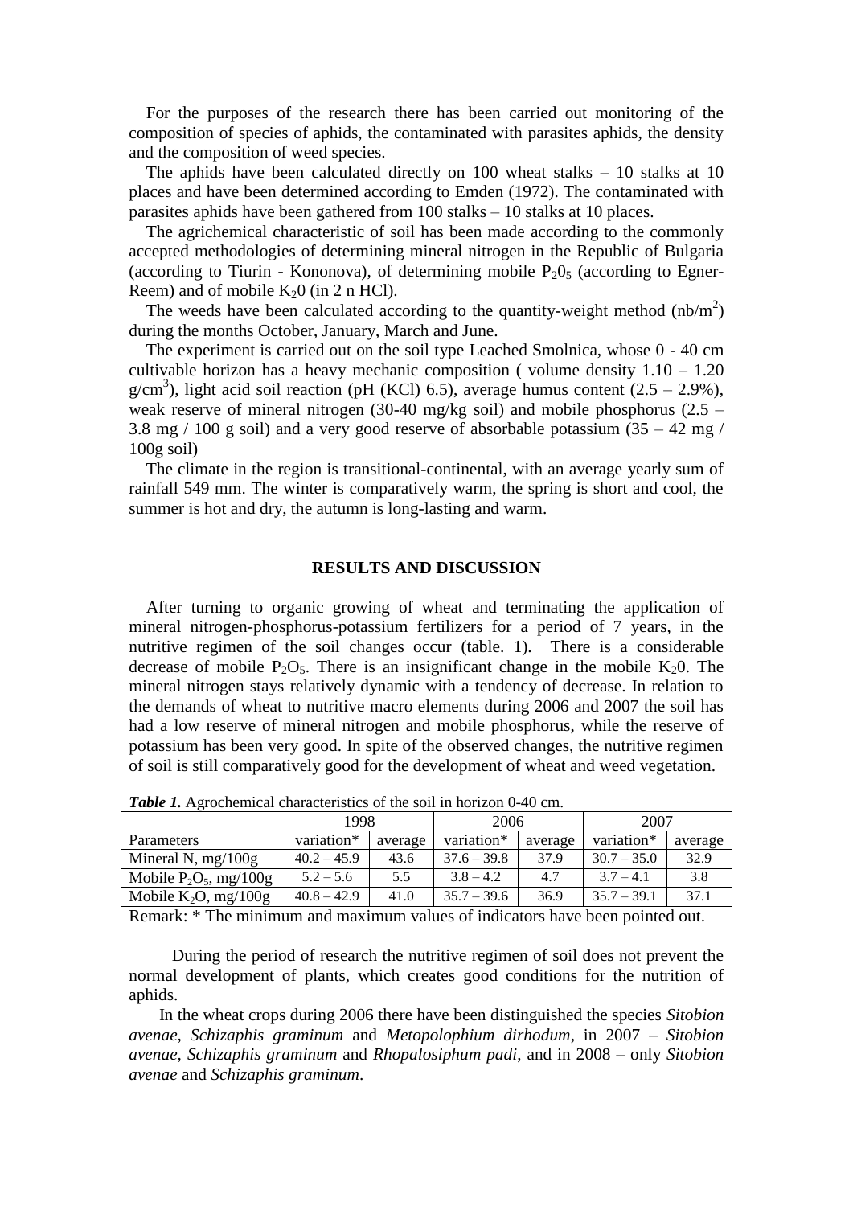For the purposes of the research there has been carried out monitoring of the composition of species of aphids, the contaminated with parasites aphids, the density and the composition of weed species.

The aphids have been calculated directly on 100 wheat stalks – 10 stalks at 10 places and have been determined according to Emden (1972). The contaminated with parasites aphids have been gathered from 100 stalks – 10 stalks at 10 places.

The agrichemical characteristic of soil has been made according to the commonly accepted methodologies of determining mineral nitrogen in the Republic of Bulgaria (according to Tiurin - Kononova), of determining mobile $P_20_5$ (according to Egner-Reem) and of mobile $K_20$ (in 2 n HCl).

The weeds have been calculated according to the quantity-weight method (nb/m$^2$) during the months October, January, March and June.

The experiment is carried out on the soil type Leached Smolnica, whose 0 - 40 cm cultivable horizon has a heavy mechanic composition ( volume density 1.10 – 1.20 g/cm$^3$), light acid soil reaction (pH (KCl) 6.5), average humus content (2.5 – 2.9%), weak reserve of mineral nitrogen (30-40 mg/kg soil) and mobile phosphorus (2.5 – 3.8 mg / 100 g soil) and a very good reserve of absorbable potassium (35 – 42 mg / 100g soil)

The climate in the region is transitional-continental, with an average yearly sum of rainfall 549 mm. The winter is comparatively warm, the spring is short and cool, the summer is hot and dry, the autumn is long-lasting and warm.

## RESULTS AND DISCUSSION

After turning to organic growing of wheat and terminating the application of mineral nitrogen-phosphorus-potassium fertilizers for a period of 7 years, in the nutritive regimen of the soil changes occur (table. 1). There is a considerable decrease of mobile $P_2O_5$. There is an insignificant change in the mobile $K_20$. The mineral nitrogen stays relatively dynamic with a tendency of decrease. In relation to the demands of wheat to nutritive macro elements during 2006 and 2007 the soil has had a low reserve of mineral nitrogen and mobile phosphorus, while the reserve of potassium has been very good. In spite of the observed changes, the nutritive regimen of soil is still comparatively good for the development of wheat and weed vegetation.

***Table 1.*** Agrochemical characteristics of the soil in horizon 0-40 cm.

| | 1998 | | 2006 | | 2007 | |
|---|---|---|---|---|---|---|
| Parameters | variation* | average | variation* | average | variation* | average |
| Mineral N, mg/100g | 40.2 – 45.9 | 43.6 | 37.6 – 39.8 | 37.9 | 30.7 – 35.0 | 32.9 |
| Mobile $P_2O_5$, mg/100g | 5.2 – 5.6 | 5.5 | 3.8 – 4.2 | 4.7 | 3.7 – 4.1 | 3.8 |
| Mobile $K_2O$, mg/100g | 40.8 – 42.9 | 41.0 | 35.7 – 39.6 | 36.9 | 35.7 – 39.1 | 37.1 |

Remark: * The minimum and maximum values of indicators have been pointed out.

During the period of research the nutritive regimen of soil does not prevent the normal development of plants, which creates good conditions for the nutrition of aphids.

In the wheat crops during 2006 there have been distinguished the species *Sitobion avenae*, *Schizaphis graminum* and *Metopolophium dirhodum*, in 2007 – *Sitobion avenae*, *Schizaphis graminum* and *Rhopalosiphum padi*, and in 2008 – only *Sitobion avenae* and *Schizaphis graminum*.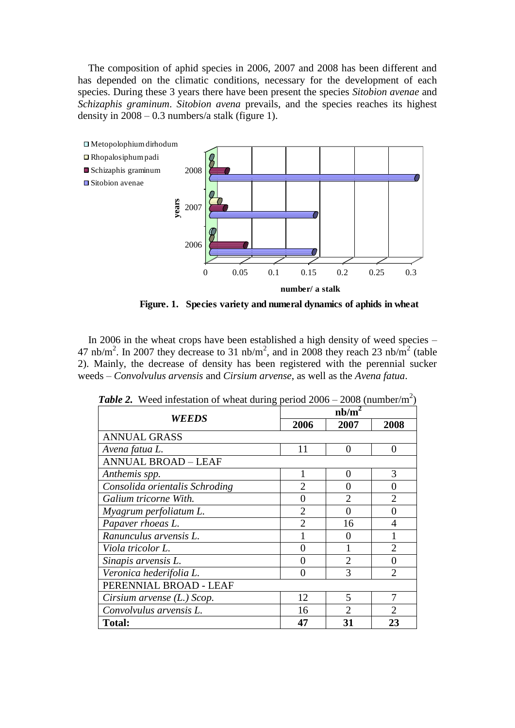The composition of aphid species in 2006, 2007 and 2008 has been different and has depended on the climatic conditions, necessary for the development of each species. During these 3 years there have been present the species *Sitobion avenae* and *Schizaphis graminum*. *Sitobion avena* prevails, and the species reaches its highest density in 2008 – 0.3 numbers/a stalk (figure 1).

**Figure. 1. Species variety and numeral dynamics of aphids in wheat**

In 2006 in the wheat crops have been established a high density of weed species – 47 nb/$m^2$. In 2007 they decrease to 31 nb/$m^2$, and in 2008 they reach 23 nb/$m^2$ (table 2). Mainly, the decrease of density has been registered with the perennial sucker weeds – *Convolvulus arvensis* and *Cirsium arvense*, as well as the *Avena fatua*.

***Table 2.*** Weed infestation of wheat during period 2006 – 2008 (number/$m^2$)

| ***WEEDS*** | **nb/$m^2$** | | |
|---|---|---|---|
| | **2006** | **2007** | **2008** |
| ANNUAL GRASS | | | |
| *Avena fatua L.* | 11 | 0 | 0 |
| ANNUAL BROAD – LEAF | | | |
| *Anthemis spp.* | 1 | 0 | 3 |
| *Consolida orientalis Schroding* | 2 | 0 | 0 |
| *Galium tricorne With.* | 0 | 2 | 2 |
| *Myagrum perfoliatum L.* | 2 | 0 | 0 |
| *Papaver rhoeas L.* | 2 | 16 | 4 |
| *Ranunculus arvensis L.* | 1 | 0 | 1 |
| *Viola tricolor L.* | 0 | 1 | 2 |
| *Sinapis arvensis L.* | 0 | 2 | 0 |
| *Veronica hederifolia L.* | 0 | 3 | 2 |
| PERENNIAL BROAD - LEAF | | | |
| *Cirsium arvense (L.) Scop.* | 12 | 5 | 7 |
| *Convolvulus arvensis L.* | 16 | 2 | 2 |
| **Total:** | **47** | **31** | **23** |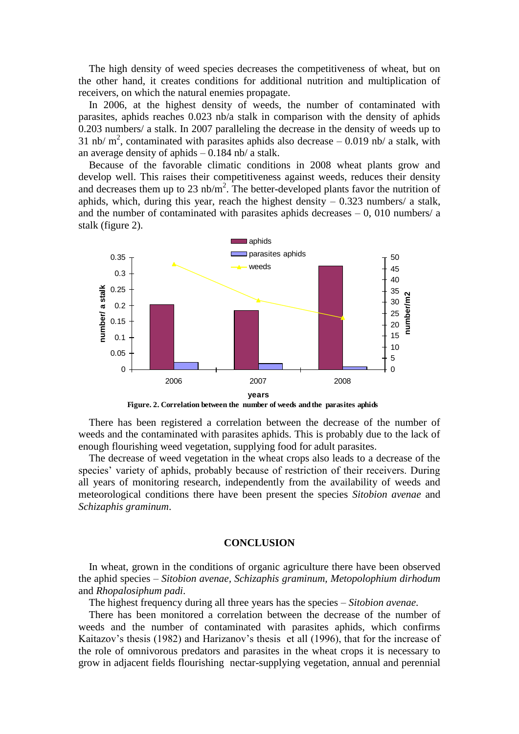The high density of weed species decreases the competitiveness of wheat, but on the other hand, it creates conditions for additional nutrition and multiplication of receivers, on which the natural enemies propagate.

In 2006, at the highest density of weeds, the number of contaminated with parasites, aphids reaches 0.023 nb/a stalk in comparison with the density of aphids 0.203 numbers/ a stalk. In 2007 paralleling the decrease in the density of weeds up to 31 nb/ m$^2$, contaminated with parasites aphids also decrease – 0.019 nb/ a stalk, with an average density of aphids – 0.184 nb/ a stalk.

Because of the favorable climatic conditions in 2008 wheat plants grow and develop well. This raises their competitiveness against weeds, reduces their density and decreases them up to 23 nb/m$^2$. The better-developed plants favor the nutrition of aphids, which, during this year, reach the highest density – 0.323 numbers/ a stalk, and the number of contaminated with parasites aphids decreases – 0, 010 numbers/ a stalk (figure 2).

**Figure. 2. Correlation between the number of weeds and the parasites aphids**

There has been registered a correlation between the decrease of the number of weeds and the contaminated with parasites aphids. This is probably due to the lack of enough flourishing weed vegetation, supplying food for adult parasites.

The decrease of weed vegetation in the wheat crops also leads to a decrease of the species' variety of aphids, probably because of restriction of their receivers. During all years of monitoring research, independently from the availability of weeds and meteorological conditions there have been present the species *Sitobion avenae* and *Schizaphis graminum*.

## CONCLUSION

In wheat, grown in the conditions of organic agriculture there have been observed the aphid species – *Sitobion avenae, Schizaphis graminum, Metopolophium dirhodum* and *Rhopalosiphum padi*.

The highest frequency during all three years has the species – *Sitobion avenae*.

There has been monitored a correlation between the decrease of the number of weeds and the number of contaminated with parasites aphids, which confirms Kaitazov's thesis (1982) and Harizanov's thesis et all (1996), that for the increase of the role of omnivorous predators and parasites in the wheat crops it is necessary to grow in adjacent fields flourishing nectar-supplying vegetation, annual and perennial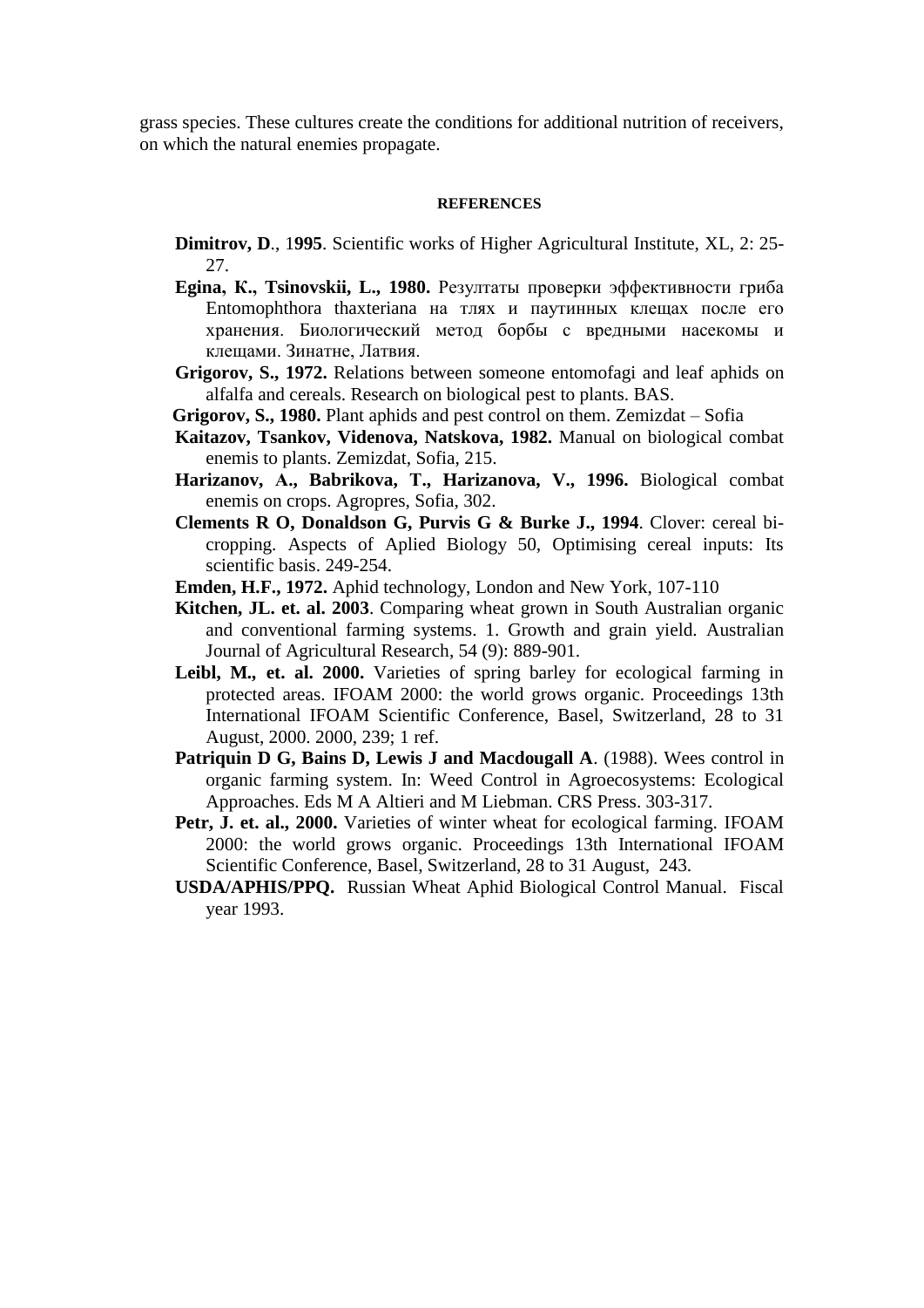grass species. These cultures create the conditions for additional nutrition of receivers, on which the natural enemies propagate.

#### REFERENCES

**Dimitrov, D**., 1**995**. Scientific works of Higher Agricultural Institute, XL, 2: 25-27.

**Egina, K., Tsinovskii, L., 1980.** Резултаты проверки эффективности гриба Entomophthora thaxteriana на тлях и паутинных клещах после его хранения. Биологический метод борбы с вредными насекомы и клещами. Зинатне, Латвия.

**Grigorov, S., 1972.** Relations between someone entomofagi and leaf aphids on alfalfa and cereals. Research on biological pest to plants. BAS.

**Grigorov, S., 1980.** Plant aphids and pest control on them. Zemizdat – Sofia

**Kaitazov, Tsankov, Videnova, Natskova, 1982.** Manual on biological combat enemis to plants. Zemizdat, Sofia, 215.

**Harizanov, A., Babrikova, T., Harizanova, V., 1996.** Biological combat enemis on crops. Agropres, Sofia, 302.

**Clements R O, Donaldson G, Purvis G & Burke J., 1994**. Clover: cereal bi-cropping. Aspects of Aplied Biology 50, Optimising cereal inputs: Its scientific basis. 249-254.

**Emden, H.F., 1972.** Aphid technology, London and New York, 107-110

**Kitchen, JL. et. al. 2003**. Comparing wheat grown in South Australian organic and conventional farming systems. 1. Growth and grain yield. Australian Journal of Agricultural Research, 54 (9): 889-901.

**Leibl, M., et. al. 2000.** Varieties of spring barley for ecological farming in protected areas. IFOAM 2000: the world grows organic. Proceedings 13th International IFOAM Scientific Conference, Basel, Switzerland, 28 to 31 August, 2000. 2000, 239; 1 ref.

**Patriquin D G, Bains D, Lewis J and Macdougall A**. (1988). Wees control in organic farming system. In: Weed Control in Agroecosystems: Ecological Approaches. Eds M A Altieri and M Liebman. CRS Press. 303-317.

**Petr, J. et. al., 2000.** Varieties of winter wheat for ecological farming. IFOAM 2000: the world grows organic. Proceedings 13th International IFOAM Scientific Conference, Basel, Switzerland, 28 to 31 August, 243.

**USDA/APHIS/PPQ.** Russian Wheat Aphid Biological Control Manual. Fiscal year 1993.